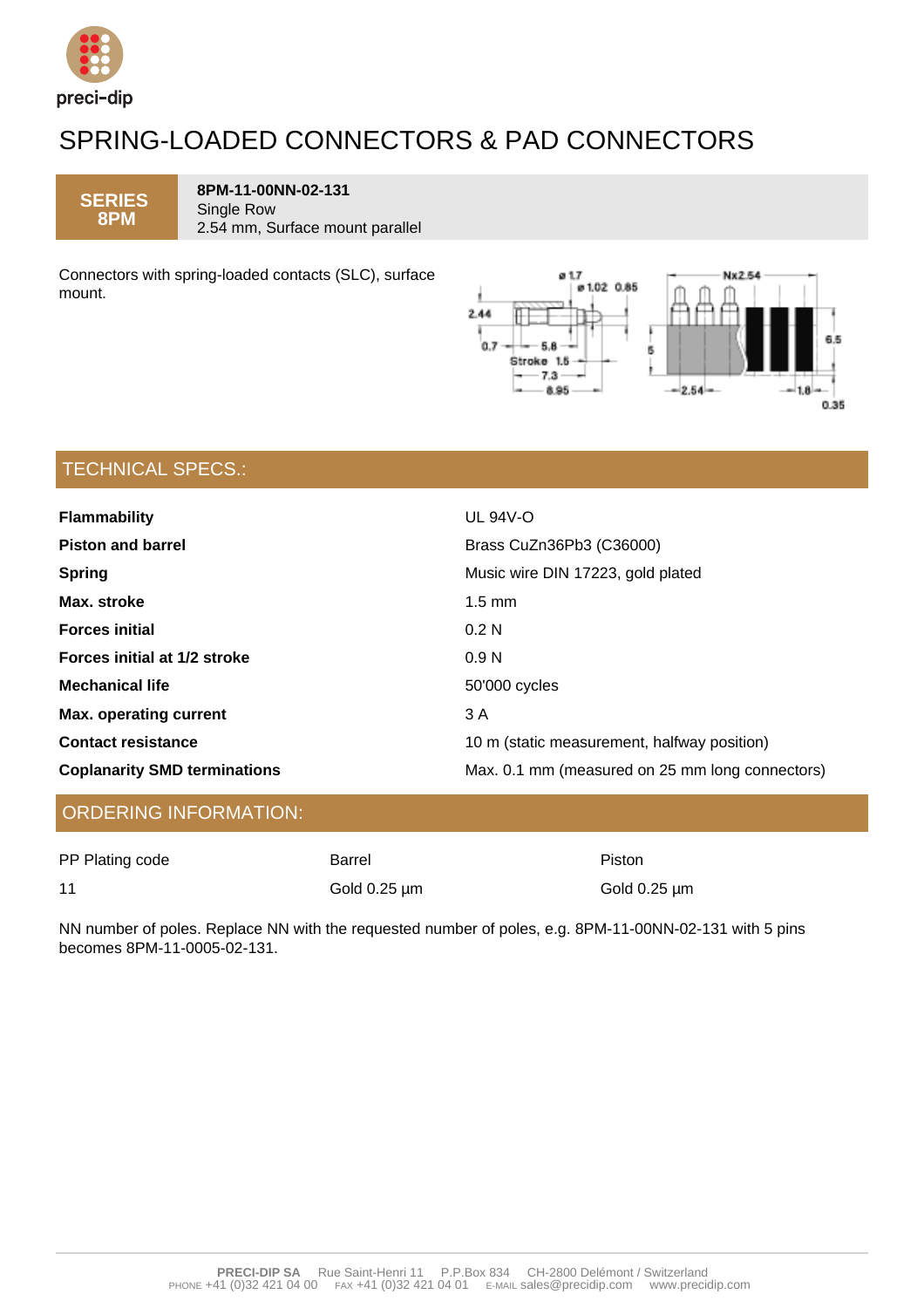# SPRING-LOADED CONNECTORS & PAD CONNECTORS

**SERIES 8PM**

**8PM-11-00NN-02-131**
Single Row
2.54 mm, Surface mount parallel

Connectors with spring-loaded contacts (SLC), surface mount.

## TECHNICAL SPECS.:

| | |
|---|---|
| **Flammability** | UL 94V-O |
| **Piston and barrel** | Brass CuZn36Pb3 (C36000) |
| **Spring** | Music wire DIN 17223, gold plated |
| **Max. stroke** | 1.5 mm |
| **Forces initial** | 0.2 N |
| **Forces initial at 1/2 stroke** | 0.9 N |
| **Mechanical life** | 50'000 cycles |
| **Max. operating current** | 3 A |
| **Contact resistance** | 10 m (static measurement, halfway position) |
| **Coplanarity SMD terminations** | Max. 0.1 mm (measured on 25 mm long connectors) |

## ORDERING INFORMATION:

| PP Plating code | Barrel | Piston |
|---|---|---|
| 11 | Gold 0.25 µm | Gold 0.25 µm |

NN number of poles. Replace NN with the requested number of poles, e.g. 8PM-11-00NN-02-131 with 5 pins becomes 8PM-11-0005-02-131.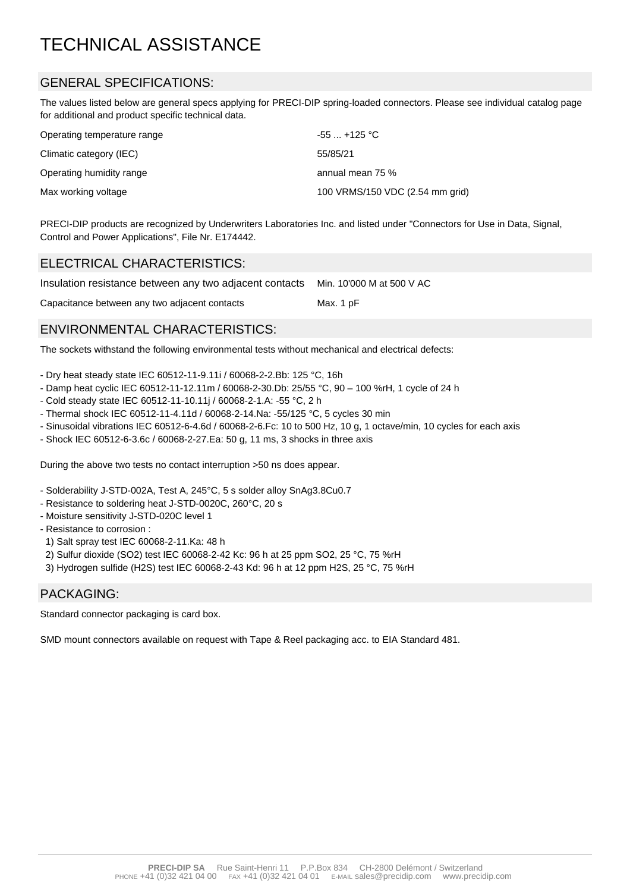# TECHNICAL ASSISTANCE

## GENERAL SPECIFICATIONS:

The values listed below are general specs applying for PRECI-DIP spring-loaded connectors. Please see individual catalog page for additional and product specific technical data.

| | |
|---|---|
| Operating temperature range | -55 ... +125 °C |
| Climatic category (IEC) | 55/85/21 |
| Operating humidity range | annual mean 75 % |
| Max working voltage | 100 VRMS/150 VDC (2.54 mm grid) |

PRECI-DIP products are recognized by Underwriters Laboratories Inc. and listed under "Connectors for Use in Data, Signal, Control and Power Applications", File Nr. E174442.

## ELECTRICAL CHARACTERISTICS:

| | |
|---|---|
| Insulation resistance between any two adjacent contacts | Min. 10'000 M at 500 V AC |
| Capacitance between any two adjacent contacts | Max. 1 pF |

## ENVIRONMENTAL CHARACTERISTICS:

The sockets withstand the following environmental tests without mechanical and electrical defects:

- Dry heat steady state IEC 60512-11-9.11i / 60068-2-2.Bb: 125 °C, 16h
- Damp heat cyclic IEC 60512-11-12.11m / 60068-2-30.Db: 25/55 °C, 90 – 100 %rH, 1 cycle of 24 h
- Cold steady state IEC 60512-11-10.11j / 60068-2-1.A: -55 °C, 2 h
- Thermal shock IEC 60512-11-4.11d / 60068-2-14.Na: -55/125 °C, 5 cycles 30 min
- Sinusoidal vibrations IEC 60512-6-4.6d / 60068-2-6.Fc: 10 to 500 Hz, 10 g, 1 octave/min, 10 cycles for each axis
- Shock IEC 60512-6-3.6c / 60068-2-27.Ea: 50 g, 11 ms, 3 shocks in three axis

During the above two tests no contact interruption >50 ns does appear.

- Solderability J-STD-002A, Test A, 245°C, 5 s solder alloy SnAg3.8Cu0.7
- Resistance to soldering heat J-STD-0020C, 260°C, 20 s
- Moisture sensitivity J-STD-020C level 1
- Resistance to corrosion :
  1) Salt spray test IEC 60068-2-11.Ka: 48 h
  2) Sulfur dioxide ($SO_2$) test IEC 60068-2-42 Kc: 96 h at 25 ppm $SO_2$, 25 °C, 75 %rH
  3) Hydrogen sulfide ($H_2S$) test IEC 60068-2-43 Kd: 96 h at 12 ppm $H_2S$, 25 °C, 75 %rH

## PACKAGING:

Standard connector packaging is card box.

SMD mount connectors available on request with Tape & Reel packaging acc. to EIA Standard 481.